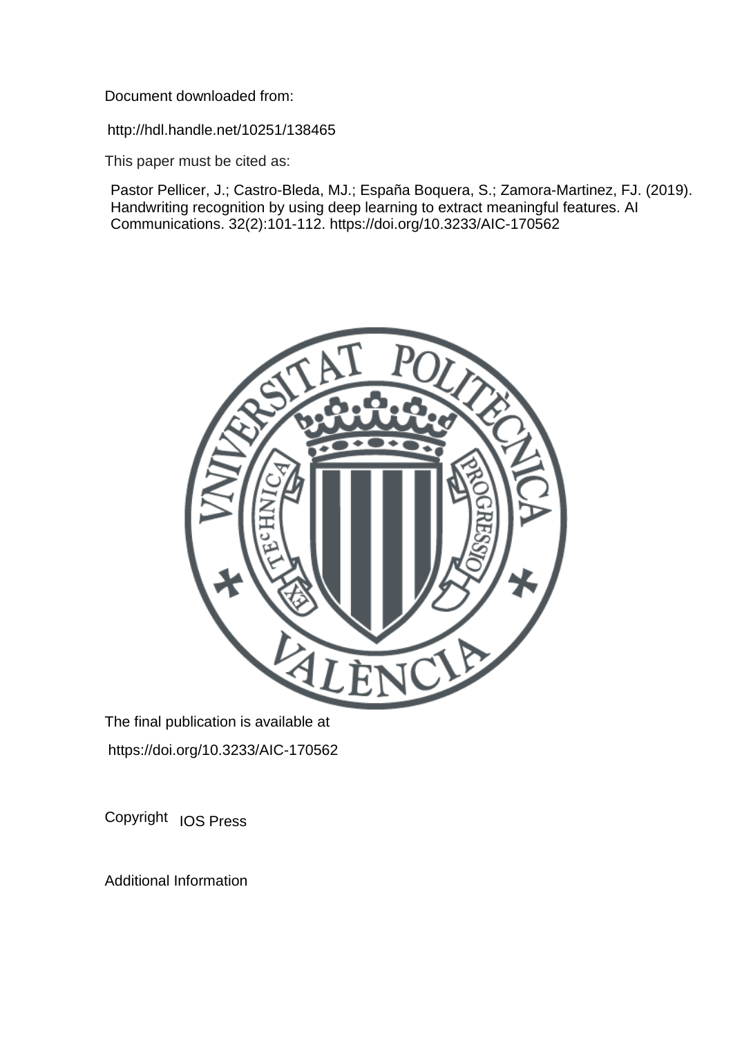Document downloaded from:

http://hdl.handle.net/10251/138465

This paper must be cited as:

Pastor Pellicer, J.; Castro-Bleda, MJ.; España Boquera, S.; Zamora-Martinez, FJ. (2019). Handwriting recognition by using deep learning to extract meaningful features. AI Communications. 32(2):101-112. https://doi.org/10.3233/AIC-170562

The final publication is available at

https://doi.org/10.3233/AIC-170562

Copyright IOS Press

Additional Information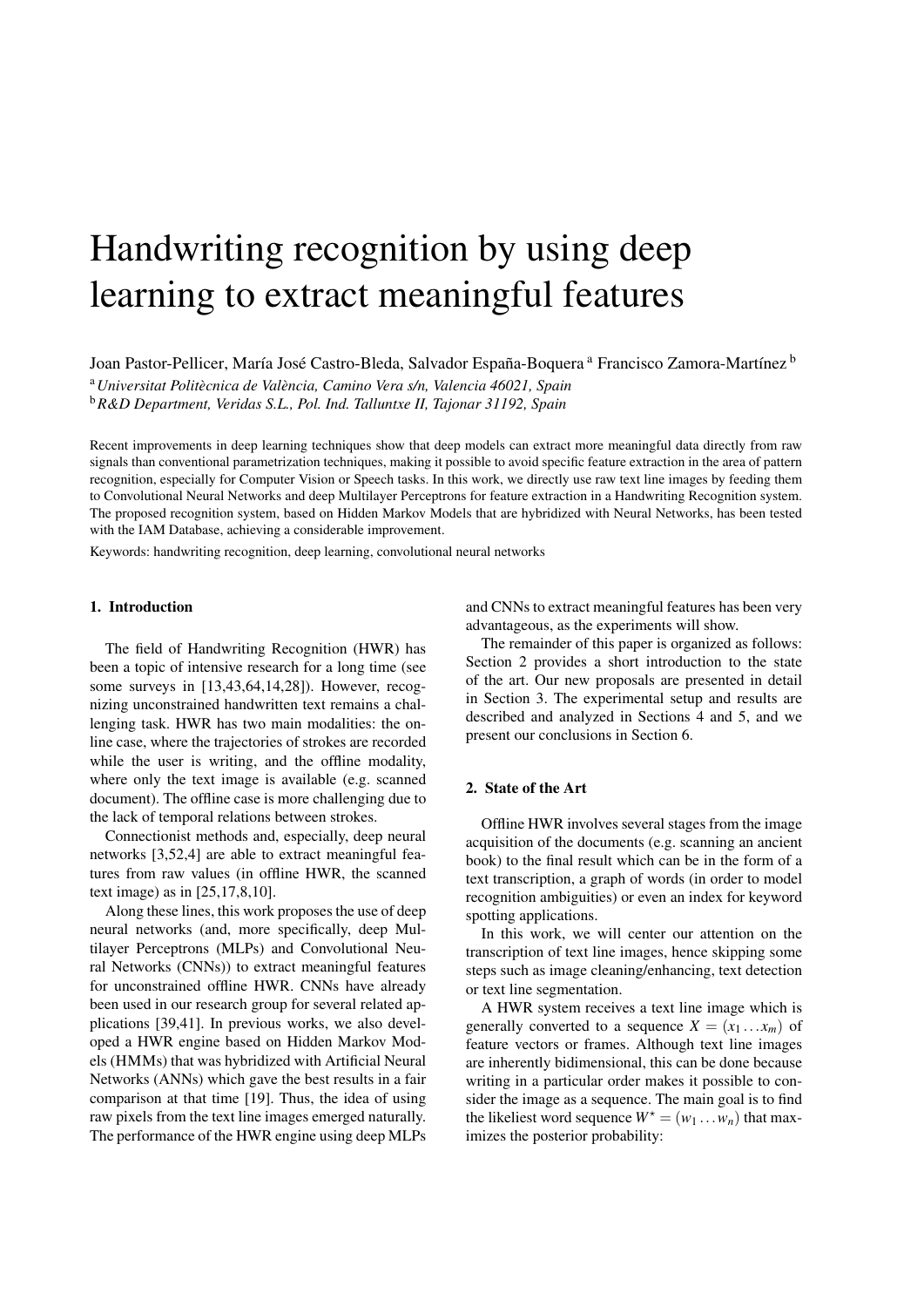# Handwriting recognition by using deep learning to extract meaningful features

Joan Pastor-Pellicer, María José Castro-Bleda, Salvador España-Boquera [a] Francisco Zamora-Martínez [b]

[a] *Universitat Politècnica de València, Camino Vera s/n, Valencia 46021, Spain*

[b] *R&D Department, Veridas S.L., Pol. Ind. Talluntxe II, Tajonar 31192, Spain*

Recent improvements in deep learning techniques show that deep models can extract more meaningful data directly from raw signals than conventional parametrization techniques, making it possible to avoid specific feature extraction in the area of pattern recognition, especially for Computer Vision or Speech tasks. In this work, we directly use raw text line images by feeding them to Convolutional Neural Networks and deep Multilayer Perceptrons for feature extraction in a Handwriting Recognition system. The proposed recognition system, based on Hidden Markov Models that are hybridized with Neural Networks, has been tested with the IAM Database, achieving a considerable improvement.

Keywords: handwriting recognition, deep learning, convolutional neural networks

## 1. Introduction

The field of Handwriting Recognition (HWR) has been a topic of intensive research for a long time (see some surveys in [13,43,64,14,28]). However, recognizing unconstrained handwritten text remains a challenging task. HWR has two main modalities: the online case, where the trajectories of strokes are recorded while the user is writing, and the offline modality, where only the text image is available (e.g. scanned document). The offline case is more challenging due to the lack of temporal relations between strokes.

Connectionist methods and, especially, deep neural networks [3,52,4] are able to extract meaningful features from raw values (in offline HWR, the scanned text image) as in [25,17,8,10].

Along these lines, this work proposes the use of deep neural networks (and, more specifically, deep Multilayer Perceptrons (MLPs) and Convolutional Neural Networks (CNNs)) to extract meaningful features for unconstrained offline HWR. CNNs have already been used in our research group for several related applications [39,41]. In previous works, we also developed a HWR engine based on Hidden Markov Models (HMMs) that was hybridized with Artificial Neural Networks (ANNs) which gave the best results in a fair comparison at that time [19]. Thus, the idea of using raw pixels from the text line images emerged naturally. The performance of the HWR engine using deep MLPs and CNNs to extract meaningful features has been very advantageous, as the experiments will show.

The remainder of this paper is organized as follows: Section 2 provides a short introduction to the state of the art. Our new proposals are presented in detail in Section 3. The experimental setup and results are described and analyzed in Sections 4 and 5, and we present our conclusions in Section 6.

## 2. State of the Art

Offline HWR involves several stages from the image acquisition of the documents (e.g. scanning an ancient book) to the final result which can be in the form of a text transcription, a graph of words (in order to model recognition ambiguities) or even an index for keyword spotting applications.

In this work, we will center our attention on the transcription of text line images, hence skipping some steps such as image cleaning/enhancing, text detection or text line segmentation.

A HWR system receives a text line image which is generally converted to a sequence $X = (x_1 \dots x_m)$ of feature vectors or frames. Although text line images are inherently bidimensional, this can be done because writing in a particular order makes it possible to consider the image as a sequence. The main goal is to find the likeliest word sequence $W^\star = (w_1 \dots w_n)$ that maximizes the posterior probability: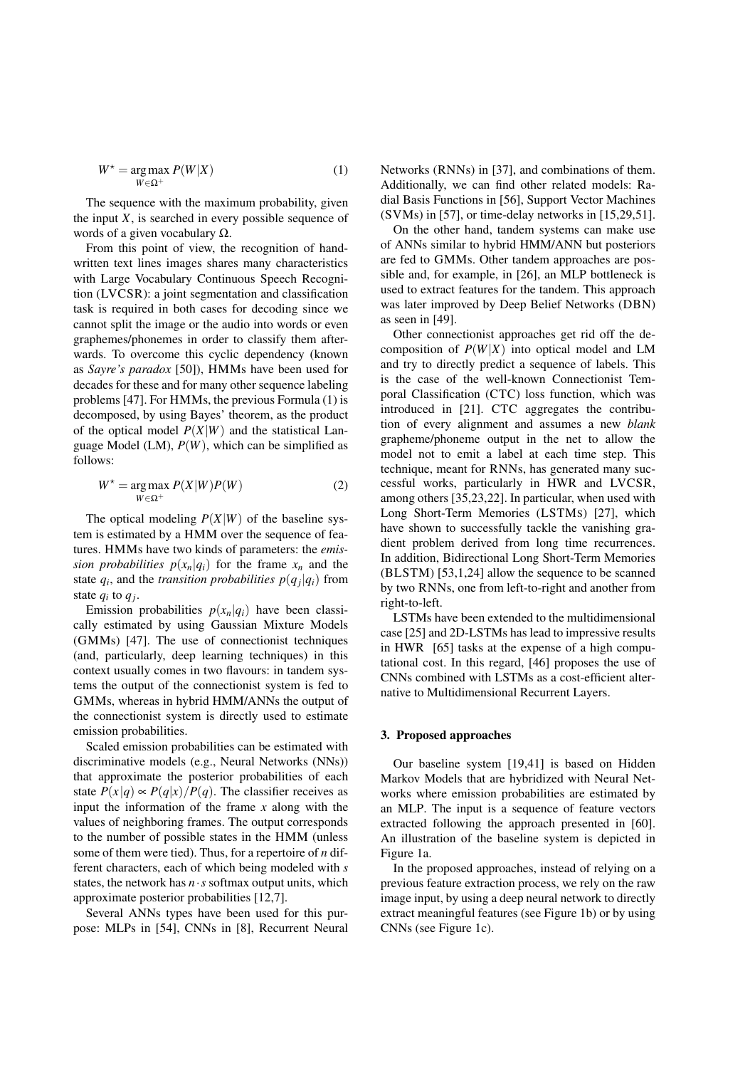$$W^\star = \underset{W \in \Omega^+}{\arg\max}\, P(W|X) \tag{1}$$

The sequence with the maximum probability, given the input $X$, is searched in every possible sequence of words of a given vocabulary $\Omega$.

From this point of view, the recognition of handwritten text lines images shares many characteristics with Large Vocabulary Continuous Speech Recognition (LVCSR): a joint segmentation and classification task is required in both cases for decoding since we cannot split the image or the audio into words or even graphemes/phonemes in order to classify them afterwards. To overcome this cyclic dependency (known as *Sayre's paradox* [50]), HMMs have been used for decades for these and for many other sequence labeling problems [47]. For HMMs, the previous Formula (1) is decomposed, by using Bayes' theorem, as the product of the optical model $P(X|W)$ and the statistical Language Model (LM), $P(W)$, which can be simplified as follows:

$$W^\star = \underset{W \in \Omega^+}{\arg\max}\, P(X|W)P(W) \tag{2}$$

The optical modeling $P(X|W)$ of the baseline system is estimated by a HMM over the sequence of features. HMMs have two kinds of parameters: the *emission probabilities* $p(x_n|q_i)$ for the frame $x_n$ and the state $q_i$, and the *transition probabilities* $p(q_j|q_i)$ from state $q_i$ to $q_j$.

Emission probabilities $p(x_n|q_i)$ have been classically estimated by using Gaussian Mixture Models (GMMs) [47]. The use of connectionist techniques (and, particularly, deep learning techniques) in this context usually comes in two flavours: in tandem systems the output of the connectionist system is fed to GMMs, whereas in hybrid HMM/ANNs the output of the connectionist system is directly used to estimate emission probabilities.

Scaled emission probabilities can be estimated with discriminative models (e.g., Neural Networks (NNs)) that approximate the posterior probabilities of each state $P(x|q) \propto P(q|x)/P(q)$. The classifier receives as input the information of the frame $x$ along with the values of neighboring frames. The output corresponds to the number of possible states in the HMM (unless some of them were tied). Thus, for a repertoire of $n$ different characters, each of which being modeled with $s$ states, the network has $n \cdot s$ softmax output units, which approximate posterior probabilities [12,7].

Several ANNs types have been used for this purpose: MLPs in [54], CNNs in [8], Recurrent Neural Networks (RNNs) in [37], and combinations of them. Additionally, we can find other related models: Radial Basis Functions in [56], Support Vector Machines (SVMs) in [57], or time-delay networks in [15,29,51].

On the other hand, tandem systems can make use of ANNs similar to hybrid HMM/ANN but posteriors are fed to GMMs. Other tandem approaches are possible and, for example, in [26], an MLP bottleneck is used to extract features for the tandem. This approach was later improved by Deep Belief Networks (DBN) as seen in [49].

Other connectionist approaches get rid off the decomposition of $P(W|X)$ into optical model and LM and try to directly predict a sequence of labels. This is the case of the well-known Connectionist Temporal Classification (CTC) loss function, which was introduced in [21]. CTC aggregates the contribution of every alignment and assumes a new *blank* grapheme/phoneme output in the net to allow the model not to emit a label at each time step. This technique, meant for RNNs, has generated many successful works, particularly in HWR and LVCSR, among others [35,23,22]. In particular, when used with Long Short-Term Memories (LSTMs) [27], which have shown to successfully tackle the vanishing gradient problem derived from long time recurrences. In addition, Bidirectional Long Short-Term Memories (BLSTM) [53,1,24] allow the sequence to be scanned by two RNNs, one from left-to-right and another from right-to-left.

LSTMs have been extended to the multidimensional case [25] and 2D-LSTMs has lead to impressive results in HWR [65] tasks at the expense of a high computational cost. In this regard, [46] proposes the use of CNNs combined with LSTMs as a cost-efficient alternative to Multidimensional Recurrent Layers.

## 3. Proposed approaches

Our baseline system [19,41] is based on Hidden Markov Models that are hybridized with Neural Networks where emission probabilities are estimated by an MLP. The input is a sequence of feature vectors extracted following the approach presented in [60]. An illustration of the baseline system is depicted in Figure 1a.

In the proposed approaches, instead of relying on a previous feature extraction process, we rely on the raw image input, by using a deep neural network to directly extract meaningful features (see Figure 1b) or by using CNNs (see Figure 1c).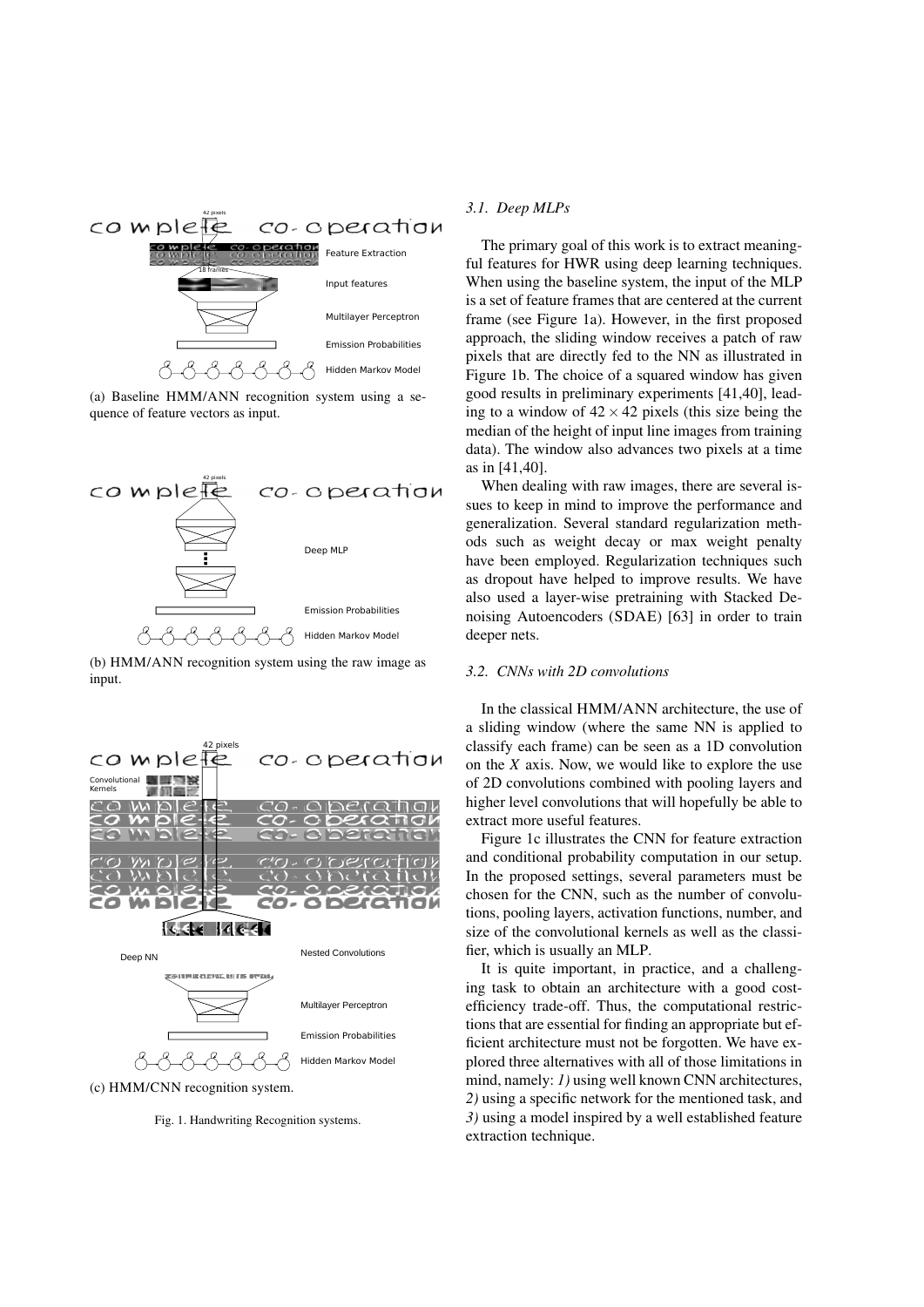(a) Baseline HMM/ANN recognition system using a sequence of feature vectors as input.

(b) HMM/ANN recognition system using the raw image as input.

(c) HMM/CNN recognition system.

Fig. 1. Handwriting Recognition systems.

### 3.1. Deep MLPs

The primary goal of this work is to extract meaningful features for HWR using deep learning techniques. When using the baseline system, the input of the MLP is a set of feature frames that are centered at the current frame (see Figure 1a). However, in the first proposed approach, the sliding window receives a patch of raw pixels that are directly fed to the NN as illustrated in Figure 1b. The choice of a squared window has given good results in preliminary experiments [41,40], leading to a window of $42 \times 42$ pixels (this size being the median of the height of input line images from training data). The window also advances two pixels at a time as in [41,40].

When dealing with raw images, there are several issues to keep in mind to improve the performance and generalization. Several standard regularization methods such as weight decay or max weight penalty have been employed. Regularization techniques such as dropout have helped to improve results. We have also used a layer-wise pretraining with Stacked Denoising Autoencoders (SDAE) [63] in order to train deeper nets.

### 3.2. CNNs with 2D convolutions

In the classical HMM/ANN architecture, the use of a sliding window (where the same NN is applied to classify each frame) can be seen as a 1D convolution on the $X$ axis. Now, we would like to explore the use of 2D convolutions combined with pooling layers and higher level convolutions that will hopefully be able to extract more useful features.

Figure 1c illustrates the CNN for feature extraction and conditional probability computation in our setup. In the proposed settings, several parameters must be chosen for the CNN, such as the number of convolutions, pooling layers, activation functions, number, and size of the convolutional kernels as well as the classifier, which is usually an MLP.

It is quite important, in practice, and a challenging task to obtain an architecture with a good cost-efficiency trade-off. Thus, the computational restrictions that are essential for finding an appropriate but efficient architecture must not be forgotten. We have explored three alternatives with all of those limitations in mind, namely: *1)* using well known CNN architectures, *2)* using a specific network for the mentioned task, and *3)* using a model inspired by a well established feature extraction technique.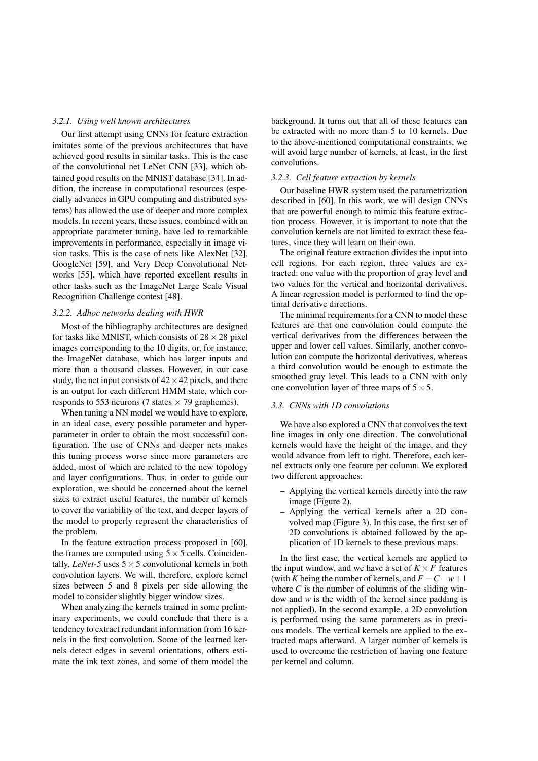#### 3.2.1. Using well known architectures

Our first attempt using CNNs for feature extraction imitates some of the previous architectures that have achieved good results in similar tasks. This is the case of the convolutional net LeNet CNN [33], which obtained good results on the MNIST database [34]. In addition, the increase in computational resources (especially advances in GPU computing and distributed systems) has allowed the use of deeper and more complex models. In recent years, these issues, combined with an appropriate parameter tuning, have led to remarkable improvements in performance, especially in image vision tasks. This is the case of nets like AlexNet [32], GoogleNet [59], and Very Deep Convolutional Networks [55], which have reported excellent results in other tasks such as the ImageNet Large Scale Visual Recognition Challenge contest [48].

#### 3.2.2. Adhoc networks dealing with HWR

Most of the bibliography architectures are designed for tasks like MNIST, which consists of $28 \times 28$ pixel images corresponding to the 10 digits, or, for instance, the ImageNet database, which has larger inputs and more than a thousand classes. However, in our case study, the net input consists of $42 \times 42$ pixels, and there is an output for each different HMM state, which corresponds to 553 neurons (7 states $\times$ 79 graphemes).

When tuning a NN model we would have to explore, in an ideal case, every possible parameter and hyperparameter in order to obtain the most successful configuration. The use of CNNs and deeper nets makes this tuning process worse since more parameters are added, most of which are related to the new topology and layer configurations. Thus, in order to guide our exploration, we should be concerned about the kernel sizes to extract useful features, the number of kernels to cover the variability of the text, and deeper layers of the model to properly represent the characteristics of the problem.

In the feature extraction process proposed in [60], the frames are computed using $5 \times 5$ cells. Coincidentally, *LeNet-5* uses $5 \times 5$ convolutional kernels in both convolution layers. We will, therefore, explore kernel sizes between 5 and 8 pixels per side allowing the model to consider slightly bigger window sizes.

When analyzing the kernels trained in some preliminary experiments, we could conclude that there is a tendency to extract redundant information from 16 kernels in the first convolution. Some of the learned kernels detect edges in several orientations, others estimate the ink text zones, and some of them model the background. It turns out that all of these features can be extracted with no more than 5 to 10 kernels. Due to the above-mentioned computational constraints, we will avoid large number of kernels, at least, in the first convolutions.

#### 3.2.3. Cell feature extraction by kernels

Our baseline HWR system used the parametrization described in [60]. In this work, we will design CNNs that are powerful enough to mimic this feature extraction process. However, it is important to note that the convolution kernels are not limited to extract these features, since they will learn on their own.

The original feature extraction divides the input into cell regions. For each region, three values are extracted: one value with the proportion of gray level and two values for the vertical and horizontal derivatives. A linear regression model is performed to find the optimal derivative directions.

The minimal requirements for a CNN to model these features are that one convolution could compute the vertical derivatives from the differences between the upper and lower cell values. Similarly, another convolution can compute the horizontal derivatives, whereas a third convolution would be enough to estimate the smoothed gray level. This leads to a CNN with only one convolution layer of three maps of $5 \times 5$.

### 3.3. CNNs with 1D convolutions

We have also explored a CNN that convolves the text line images in only one direction. The convolutional kernels would have the height of the image, and they would advance from left to right. Therefore, each kernel extracts only one feature per column. We explored two different approaches:

- Applying the vertical kernels directly into the raw image (Figure 2).
- Applying the vertical kernels after a 2D convolved map (Figure 3). In this case, the first set of 2D convolutions is obtained followed by the application of 1D kernels to these previous maps.

In the first case, the vertical kernels are applied to the input window, and we have a set of $K \times F$ features (with $K$ being the number of kernels, and $F = C - w + 1$ where $C$ is the number of columns of the sliding window and $w$ is the width of the kernel since padding is not applied). In the second example, a 2D convolution is performed using the same parameters as in previous models. The vertical kernels are applied to the extracted maps afterward. A larger number of kernels is used to overcome the restriction of having one feature per kernel and column.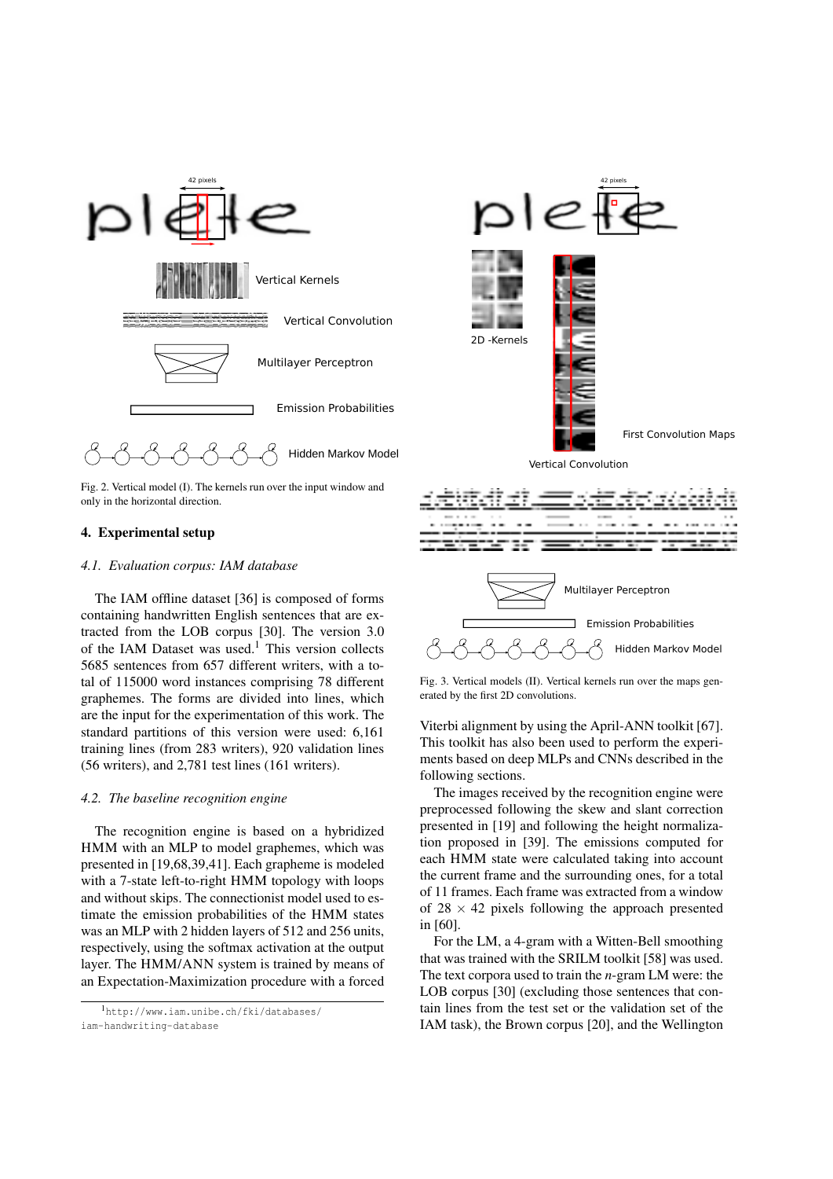Fig. 2. Vertical model (I). The kernels run over the input window and only in the horizontal direction.

## 4. Experimental setup

### 4.1. Evaluation corpus: IAM database

The IAM offline dataset [36] is composed of forms containing handwritten English sentences that are extracted from the LOB corpus [30]. The version 3.0 of the IAM Dataset was used.[1] This version collects 5685 sentences from 657 different writers, with a total of 115000 word instances comprising 78 different graphemes. The forms are divided into lines, which are the input for the experimentation of this work. The standard partitions of this version were used: 6,161 training lines (from 283 writers), 920 validation lines (56 writers), and 2,781 test lines (161 writers).

### 4.2. The baseline recognition engine

The recognition engine is based on a hybridized HMM with an MLP to model graphemes, which was presented in [19,68,39,41]. Each grapheme is modeled with a 7-state left-to-right HMM topology with loops and without skips. The connectionist model used to estimate the emission probabilities of the HMM states was an MLP with 2 hidden layers of 512 and 256 units, respectively, using the softmax activation at the output layer. The HMM/ANN system is trained by means of an Expectation-Maximization procedure with a forced Viterbi alignment by using the April-ANN toolkit [67]. This toolkit has also been used to perform the experiments based on deep MLPs and CNNs described in the following sections.

The images received by the recognition engine were preprocessed following the skew and slant correction presented in [19] and following the height normalization proposed in [39]. The emissions computed for each HMM state were calculated taking into account the current frame and the surrounding ones, for a total of 11 frames. Each frame was extracted from a window of $28 \times 42$ pixels following the approach presented in [60].

For the LM, a 4-gram with a Witten-Bell smoothing that was trained with the SRILM toolkit [58] was used. The text corpora used to train the $n$-gram LM were: the LOB corpus [30] (excluding those sentences that contain lines from the test set or the validation set of the IAM task), the Brown corpus [20], and the Wellington

Fig. 3. Vertical models (II). Vertical kernels run over the maps generated by the first 2D convolutions.

[1] http://www.iam.unibe.ch/fki/databases/iam-handwriting-database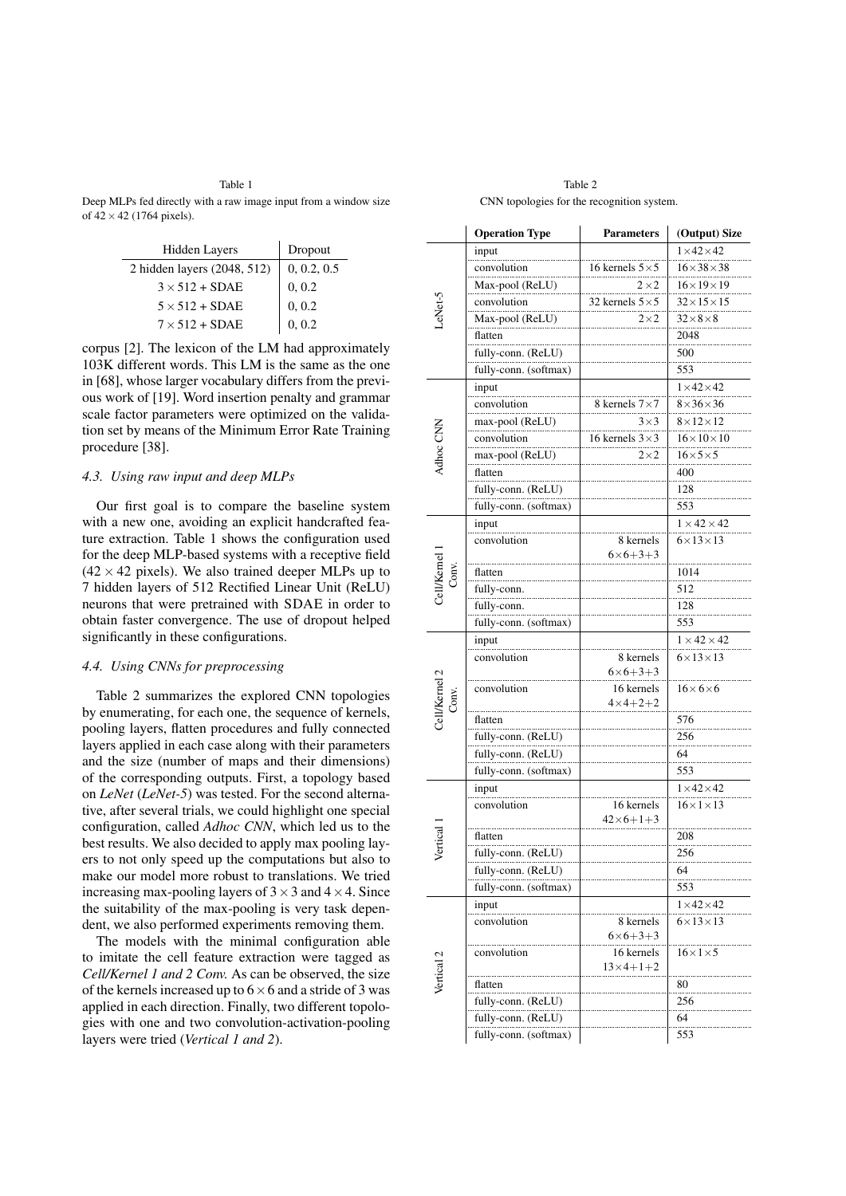Table 1

Deep MLPs fed directly with a raw image input from a window size of $42 \times 42$ (1764 pixels).

| Hidden Layers | Dropout |
|---|---|
| 2 hidden layers (2048, 512) | 0, 0.2, 0.5 |
| $3 \times 512$ + SDAE | 0, 0.2 |
| $5 \times 512$ + SDAE | 0, 0.2 |
| $7 \times 512$ + SDAE | 0, 0.2 |

corpus [2]. The lexicon of the LM had approximately 103K different words. This LM is the same as the one in [68], whose larger vocabulary differs from the previous work of [19]. Word insertion penalty and grammar scale factor parameters were optimized on the validation set by means of the Minimum Error Rate Training procedure [38].

### 4.3. Using raw input and deep MLPs

Our first goal is to compare the baseline system with a new one, avoiding an explicit handcrafted feature extraction. Table 1 shows the configuration used for the deep MLP-based systems with a receptive field ($42 \times 42$ pixels). We also trained deeper MLPs up to 7 hidden layers of 512 Rectified Linear Unit (ReLU) neurons that were pretrained with SDAE in order to obtain faster convergence. The use of dropout helped significantly in these configurations.

### 4.4. Using CNNs for preprocessing

Table 2 summarizes the explored CNN topologies by enumerating, for each one, the sequence of kernels, pooling layers, flatten procedures and fully connected layers applied in each case along with their parameters and the size (number of maps and their dimensions) of the corresponding outputs. First, a topology based on *LeNet* (*LeNet-5*) was tested. For the second alternative, after several trials, we could highlight one special configuration, called *Adhoc CNN*, which led us to the best results. We also decided to apply max pooling layers to not only speed up the computations but also to make our model more robust to translations. We tried increasing max-pooling layers of $3 \times 3$ and $4 \times 4$. Since the suitability of the max-pooling is very task dependent, we also performed experiments removing them.

The models with the minimal configuration able to imitate the cell feature extraction were tagged as *Cell/Kernel 1 and 2 Conv.* As can be observed, the size of the kernels increased up to $6 \times 6$ and a stride of 3 was applied in each direction. Finally, two different topologies with one and two convolution-activation-pooling layers were tried (*Vertical 1 and 2*).

Table 2

CNN topologies for the recognition system.

| | Operation Type | Parameters | (Output) Size |
|---|---|---|---|
| LeNet-5 | input | | $1\times42\times42$ |
| | convolution | 16 kernels $5\times5$ | $16\times38\times38$ |
| | Max-pool (ReLU) | $2\times2$ | $16\times19\times19$ |
| | convolution | 32 kernels $5\times5$ | $32\times15\times15$ |
| | Max-pool (ReLU) | $2\times2$ | $32\times8\times8$ |
| | flatten | | 2048 |
| | fully-conn. (ReLU) | | 500 |
| | fully-conn. (softmax) | | 553 |
| Adhoc CNN | input | | $1\times42\times42$ |
| | convolution | 8 kernels $7\times7$ | $8\times36\times36$ |
| | max-pool (ReLU) | $3\times3$ | $8\times12\times12$ |
| | convolution | 16 kernels $3\times3$ | $16\times10\times10$ |
| | max-pool (ReLU) | $2\times2$ | $16\times5\times5$ |
| | flatten | | 400 |
| | fully-conn. (ReLU) | | 128 |
| | fully-conn. (softmax) | | 553 |
| Cell/Kernel 1 Conv. | input | | $1\times42\times42$ |
| | convolution | 8 kernels $6\times6{+}3{+}3$ | $6\times13\times13$ |
| | flatten | | 1014 |
| | fully-conn. | | 512 |
| | fully-conn. | | 128 |
| | fully-conn. (softmax) | | 553 |
| Cell/Kernel 2 Conv. | input | | $1\times42\times42$ |
| | convolution | 8 kernels $6\times6{+}3{+}3$ | $6\times13\times13$ |
| | convolution | 16 kernels $4\times4{+}2{+}2$ | $16\times6\times6$ |
| | flatten | | 576 |
| | fully-conn. (ReLU) | | 256 |
| | fully-conn. (ReLU) | | 64 |
| | fully-conn. (softmax) | | 553 |
| Vertical 1 | input | | $1\times42\times42$ |
| | convolution | 16 kernels $42\times6{+}1{+}3$ | $16\times1\times13$ |
| | flatten | | 208 |
| | fully-conn. (ReLU) | | 256 |
| | fully-conn. (ReLU) | | 64 |
| | fully-conn. (softmax) | | 553 |
| Vertical 2 | input | | $1\times42\times42$ |
| | convolution | 8 kernels $6\times6{+}3{+}3$ | $6\times13\times13$ |
| | convolution | 16 kernels $13\times4{+}1{+}2$ | $16\times1\times5$ |
| | flatten | | 80 |
| | fully-conn. (ReLU) | | 256 |
| | fully-conn. (ReLU) | | 64 |
| | fully-conn. (softmax) | | 553 |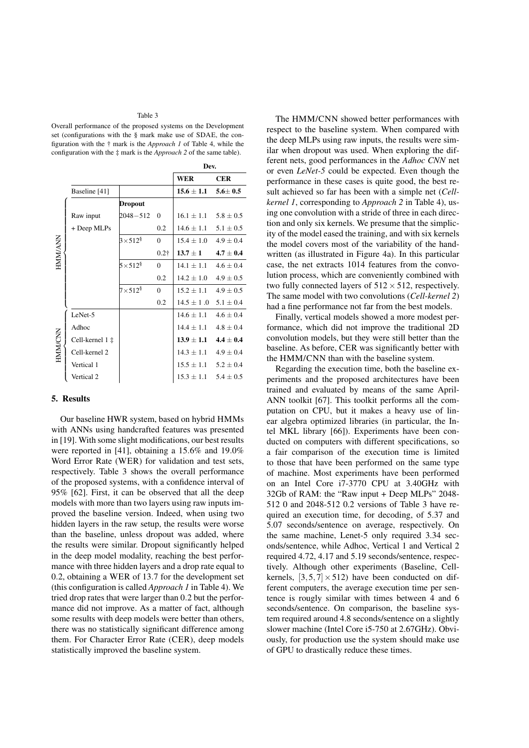Table 3

Overall performance of the proposed systems on the Development set (configurations with the § mark make use of SDAE, the configuration with the † mark is the *Approach 1* of Table 4, while the configuration with the ‡ mark is the *Approach 2* of the same table).

| | | | | Dev. | |
|---|---|---|---|---|---|
| | | | | **WER** | **CER** |
| | Baseline [41] | | | **15.6 ± 1.1** | **5.6± 0.5** |
| HMM/ANN | | **Dropout** | | | |
| | Raw input | 2048−512 | 0 | 16.1 ± 1.1 | 5.8 ± 0.5 |
| | + Deep MLPs | | 0.2 | 14.6 ± 1.1 | 5.1 ± 0.5 |
| | | 3×512§ | 0 | 15.4 ± 1.0 | 4.9 ± 0.4 |
| | | | 0.2† | **13.7 ± 1** | **4.7 ± 0.4** |
| | | 5×512§ | 0 | 14.1 ± 1.1 | 4.6 ± 0.4 |
| | | | 0.2 | 14.2 ± 1.0 | 4.9 ± 0.5 |
| | | 7×512§ | 0 | 15.2 ± 1.1 | 4.9 ± 0.5 |
| | | | 0.2 | 14.5 ± 1 .0 | 5.1 ± 0.4 |
| HMM/CNN | LeNet-5 | | | 14.6 ± 1.1 | 4.6 ± 0.4 |
| | Adhoc | | | 14.4 ± 1.1 | 4.8 ± 0.4 |
| | Cell-kernel 1 ‡ | | | **13.9 ± 1.1** | **4.4 ± 0.4** |
| | Cell-kernel 2 | | | 14.3 ± 1.1 | 4.9 ± 0.4 |
| | Vertical 1 | | | 15.5 ± 1.1 | 5.2 ± 0.4 |
| | Vertical 2 | | | 15.3 ± 1.1 | 5.4 ± 0.5 |

## 5. Results

Our baseline HWR system, based on hybrid HMMs with ANNs using handcrafted features was presented in [19]. With some slight modifications, our best results were reported in [41], obtaining a 15.6% and 19.0% Word Error Rate (WER) for validation and test sets, respectively. Table 3 shows the overall performance of the proposed systems, with a confidence interval of 95% [62]. First, it can be observed that all the deep models with more than two layers using raw inputs improved the baseline version. Indeed, when using two hidden layers in the raw setup, the results were worse than the baseline, unless dropout was added, where the results were similar. Dropout significantly helped in the deep model modality, reaching the best performance with three hidden layers and a drop rate equal to 0.2, obtaining a WER of 13.7 for the development set (this configuration is called *Approach 1* in Table 4). We tried drop rates that were larger than 0.2 but the performance did not improve. As a matter of fact, although some results with deep models were better than others, there was no statistically significant difference among them. For Character Error Rate (CER), deep models statistically improved the baseline system.

The HMM/CNN showed better performances with respect to the baseline system. When compared with the deep MLPs using raw inputs, the results were similar when dropout was used. When exploring the different nets, good performances in the *Adhoc CNN* net or even *LeNet-5* could be expected. Even though the performance in these cases is quite good, the best result achieved so far has been with a simple net (*Cell-kernel 1*, corresponding to *Approach 2* in Table 4), using one convolution with a stride of three in each direction and only six kernels. We presume that the simplicity of the model eased the training, and with six kernels the model covers most of the variability of the handwritten (as illustrated in Figure 4a). In this particular case, the net extracts 1014 features from the convolution process, which are conveniently combined with two fully connected layers of $512 \times 512$, respectively. The same model with two convolutions (*Cell-kernel 2*) had a fine performance not far from the best models.

Finally, vertical models showed a more modest performance, which did not improve the traditional 2D convolution models, but they were still better than the baseline. As before, CER was significantly better with the HMM/CNN than with the baseline system.

Regarding the execution time, both the baseline experiments and the proposed architectures have been trained and evaluated by means of the same April-ANN toolkit [67]. This toolkit performs all the computation on CPU, but it makes a heavy use of linear algebra optimized libraries (in particular, the Intel MKL library [66]). Experiments have been conducted on computers with different specifications, so a fair comparison of the execution time is limited to those that have been performed on the same type of machine. Most experiments have been performed on an Intel Core i7-3770 CPU at 3.40GHz with 32Gb of RAM: the "Raw input + Deep MLPs" 2048-512 0 and 2048-512 0.2 versions of Table 3 have required an execution time, for decoding, of 5.37 and 5.07 seconds/sentence on average, respectively. On the same machine, Lenet-5 only required 3.34 seconds/sentence, while Adhoc, Vertical 1 and Vertical 2 required 4.72, 4.17 and 5.19 seconds/sentence, respectively. Although other experiments (Baseline, Cell-kernels, $[3,5,7] \times 512$) have been conducted on different computers, the average execution time per sentence is rougly similar with times between 4 and 6 seconds/sentence. On comparison, the baseline system required around 4.8 seconds/sentence on a slightly slower machine (Intel Core i5-750 at 2.67GHz). Obviously, for production use the system should make use of GPU to drastically reduce these times.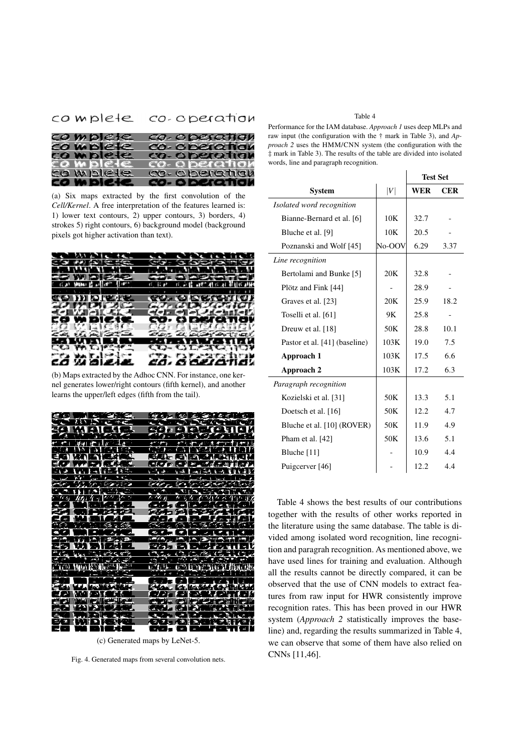(a) Six maps extracted by the first convolution of the *Cell/Kernel*. A free interpretation of the features learned is: 1) lower text contours, 2) upper contours, 3) borders, 4) strokes 5) right contours, 6) background model (background pixels got higher activation than text).

(b) Maps extracted by the Adhoc CNN. For instance, one kernel generates lower/right contours (fifth kernel), and another learns the upper/left edges (fifth from the tail).

(c) Generated maps by LeNet-5.

Fig. 4. Generated maps from several convolution nets.

Table 4

Performance for the IAM database. *Approach 1* uses deep MLPs and raw input (the configuration with the † mark in Table 3), and *Approach 2* uses the HMM/CNN system (the configuration with the ‡ mark in Table 3). The results of the table are divided into isolated words, line and paragraph recognition.

| | | Test Set | |
|---|---|---|---|
| **System** | $\|V\|$ | **WER** | **CER** |
| *Isolated word recognition* | | | |
| Bianne-Bernard et al. [6] | 10K | 32.7 | - |
| Bluche et al. [9] | 10K | 20.5 | - |
| Poznanski and Wolf [45] | No-OOV | 6.29 | 3.37 |
| *Line recognition* | | | |
| Bertolami and Bunke [5] | 20K | 32.8 | - |
| Plötz and Fink [44] | - | 28.9 | - |
| Graves et al. [23] | 20K | 25.9 | 18.2 |
| Toselli et al. [61] | 9K | 25.8 | - |
| Dreuw et al. [18] | 50K | 28.8 | 10.1 |
| Pastor et al. [41] (baseline) | 103K | 19.0 | 7.5 |
| **Approach 1** | 103K | 17.5 | 6.6 |
| **Approach 2** | 103K | 17.2 | 6.3 |
| *Paragraph recognition* | | | |
| Kozielski et al. [31] | 50K | 13.3 | 5.1 |
| Doetsch et al. [16] | 50K | 12.2 | 4.7 |
| Bluche et al. [10] (ROVER) | 50K | 11.9 | 4.9 |
| Pham et al. [42] | 50K | 13.6 | 5.1 |
| Bluche [11] | - | 10.9 | 4.4 |
| Puigcerver [46] | - | 12.2 | 4.4 |

Table 4 shows the best results of our contributions together with the results of other works reported in the literature using the same database. The table is divided among isolated word recognition, line recognition and paragrah recognition. As mentioned above, we have used lines for training and evaluation. Although all the results cannot be directly compared, it can be observed that the use of CNN models to extract features from raw input for HWR consistently improve recognition rates. This has been proved in our HWR system (*Approach 2* statistically improves the baseline) and, regarding the results summarized in Table 4, we can observe that some of them have also relied on CNNs [11,46].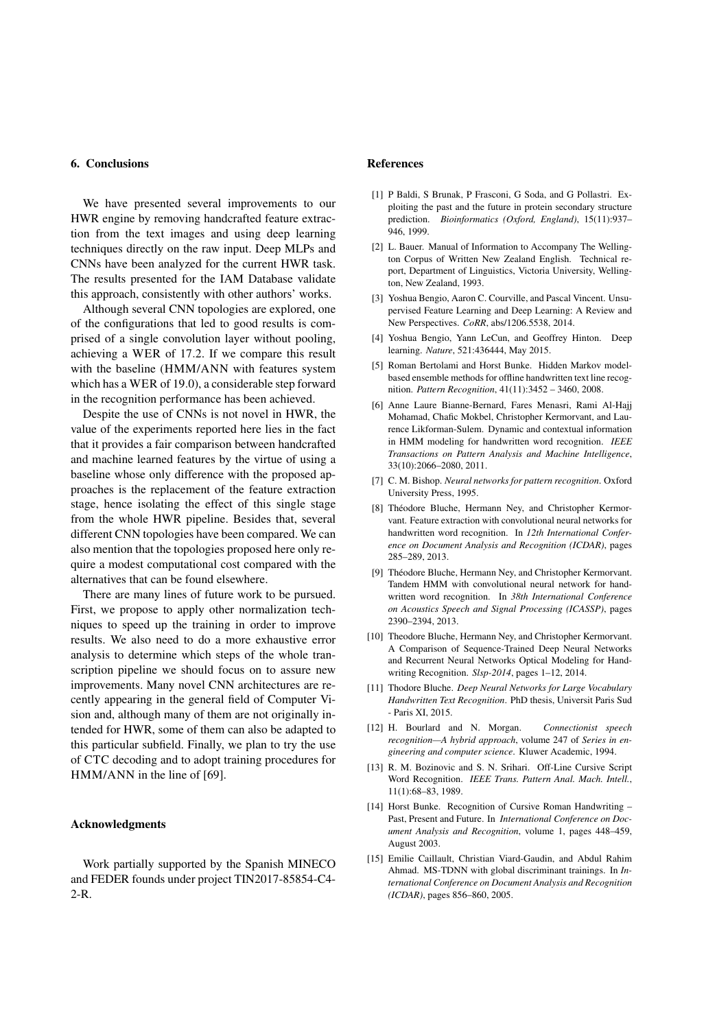## 6. Conclusions

We have presented several improvements to our HWR engine by removing handcrafted feature extraction from the text images and using deep learning techniques directly on the raw input. Deep MLPs and CNNs have been analyzed for the current HWR task. The results presented for the IAM Database validate this approach, consistently with other authors' works.

Although several CNN topologies are explored, one of the configurations that led to good results is comprised of a single convolution layer without pooling, achieving a WER of 17.2. If we compare this result with the baseline (HMM/ANN with features system which has a WER of 19.0), a considerable step forward in the recognition performance has been achieved.

Despite the use of CNNs is not novel in HWR, the value of the experiments reported here lies in the fact that it provides a fair comparison between handcrafted and machine learned features by the virtue of using a baseline whose only difference with the proposed approaches is the replacement of the feature extraction stage, hence isolating the effect of this single stage from the whole HWR pipeline. Besides that, several different CNN topologies have been compared. We can also mention that the topologies proposed here only require a modest computational cost compared with the alternatives that can be found elsewhere.

There are many lines of future work to be pursued. First, we propose to apply other normalization techniques to speed up the training in order to improve results. We also need to do a more exhaustive error analysis to determine which steps of the whole transcription pipeline we should focus on to assure new improvements. Many novel CNN architectures are recently appearing in the general field of Computer Vision and, although many of them are not originally intended for HWR, some of them can also be adapted to this particular subfield. Finally, we plan to try the use of CTC decoding and to adopt training procedures for HMM/ANN in the line of [69].

## Acknowledgments

Work partially supported by the Spanish MINECO and FEDER founds under project TIN2017-85854-C4-2-R.

## References

[1] P Baldi, S Brunak, P Frasconi, G Soda, and G Pollastri. Exploiting the past and the future in protein secondary structure prediction. *Bioinformatics (Oxford, England)*, 15(11):937–946, 1999.

[2] L. Bauer. Manual of Information to Accompany The Wellington Corpus of Written New Zealand English. Technical report, Department of Linguistics, Victoria University, Wellington, New Zealand, 1993.

[3] Yoshua Bengio, Aaron C. Courville, and Pascal Vincent. Unsupervised Feature Learning and Deep Learning: A Review and New Perspectives. *CoRR*, abs/1206.5538, 2014.

[4] Yoshua Bengio, Yann LeCun, and Geoffrey Hinton. Deep learning. *Nature*, 521:436444, May 2015.

[5] Roman Bertolami and Horst Bunke. Hidden Markov model-based ensemble methods for offline handwritten text line recognition. *Pattern Recognition*, 41(11):3452 – 3460, 2008.

[6] Anne Laure Bianne-Bernard, Fares Menasri, Rami Al-Hajj Mohamad, Chafic Mokbel, Christopher Kermorvant, and Laurence Likforman-Sulem. Dynamic and contextual information in HMM modeling for handwritten word recognition. *IEEE Transactions on Pattern Analysis and Machine Intelligence*, 33(10):2066–2080, 2011.

[7] C. M. Bishop. *Neural networks for pattern recognition*. Oxford University Press, 1995.

[8] Théodore Bluche, Hermann Ney, and Christopher Kermorvant. Feature extraction with convolutional neural networks for handwritten word recognition. In *12th International Conference on Document Analysis and Recognition (ICDAR)*, pages 285–289, 2013.

[9] Théodore Bluche, Hermann Ney, and Christopher Kermorvant. Tandem HMM with convolutional neural network for handwritten word recognition. In *38th International Conference on Acoustics Speech and Signal Processing (ICASSP)*, pages 2390–2394, 2013.

[10] Theodore Bluche, Hermann Ney, and Christopher Kermorvant. A Comparison of Sequence-Trained Deep Neural Networks and Recurrent Neural Networks Optical Modeling for Handwriting Recognition. *Slsp-2014*, pages 1–12, 2014.

[11] Thodore Bluche. *Deep Neural Networks for Large Vocabulary Handwritten Text Recognition*. PhD thesis, Universit Paris Sud - Paris XI, 2015.

[12] H. Bourlard and N. Morgan. *Connectionist speech recognition—A hybrid approach*, volume 247 of *Series in engineering and computer science*. Kluwer Academic, 1994.

[13] R. M. Bozinovic and S. N. Srihari. Off-Line Cursive Script Word Recognition. *IEEE Trans. Pattern Anal. Mach. Intell.*, 11(1):68–83, 1989.

[14] Horst Bunke. Recognition of Cursive Roman Handwriting – Past, Present and Future. In *International Conference on Document Analysis and Recognition*, volume 1, pages 448–459, August 2003.

[15] Emilie Caillault, Christian Viard-Gaudin, and Abdul Rahim Ahmad. MS-TDNN with global discriminant trainings. In *International Conference on Document Analysis and Recognition (ICDAR)*, pages 856–860, 2005.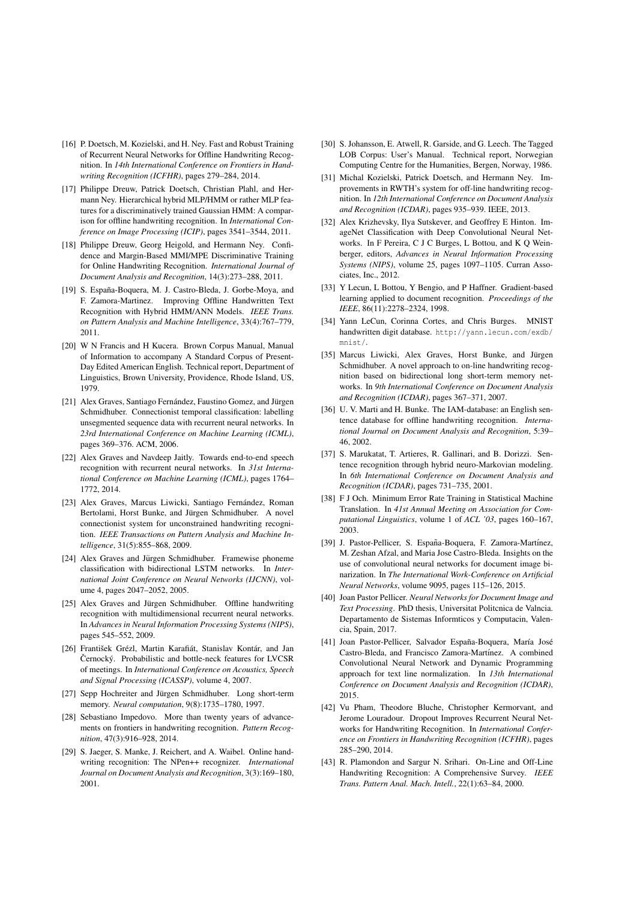[16] P. Doetsch, M. Kozielski, and H. Ney. Fast and Robust Training of Recurrent Neural Networks for Offline Handwriting Recognition. In *14th International Conference on Frontiers in Handwriting Recognition (ICFHR)*, pages 279–284, 2014.

[17] Philippe Dreuw, Patrick Doetsch, Christian Plahl, and Hermann Ney. Hierarchical hybrid MLP/HMM or rather MLP features for a discriminatively trained Gaussian HMM: A comparison for offline handwriting recognition. In *International Conference on Image Processing (ICIP)*, pages 3541–3544, 2011.

[18] Philippe Dreuw, Georg Heigold, and Hermann Ney. Confidence and Margin-Based MMI/MPE Discriminative Training for Online Handwriting Recognition. *International Journal of Document Analysis and Recognition*, 14(3):273–288, 2011.

[19] S. España-Boquera, M. J. Castro-Bleda, J. Gorbe-Moya, and F. Zamora-Martinez. Improving Offline Handwritten Text Recognition with Hybrid HMM/ANN Models. *IEEE Trans. on Pattern Analysis and Machine Intelligence*, 33(4):767–779, 2011.

[20] W N Francis and H Kucera. Brown Corpus Manual, Manual of Information to accompany A Standard Corpus of Present-Day Edited American English. Technical report, Department of Linguistics, Brown University, Providence, Rhode Island, US, 1979.

[21] Alex Graves, Santiago Fernández, Faustino Gomez, and Jürgen Schmidhuber. Connectionist temporal classification: labelling unsegmented sequence data with recurrent neural networks. In *23rd International Conference on Machine Learning (ICML)*, pages 369–376. ACM, 2006.

[22] Alex Graves and Navdeep Jaitly. Towards end-to-end speech recognition with recurrent neural networks. In *31st International Conference on Machine Learning (ICML)*, pages 1764–1772, 2014.

[23] Alex Graves, Marcus Liwicki, Santiago Fernández, Roman Bertolami, Horst Bunke, and Jürgen Schmidhuber. A novel connectionist system for unconstrained handwriting recognition. *IEEE Transactions on Pattern Analysis and Machine Intelligence*, 31(5):855–868, 2009.

[24] Alex Graves and Jürgen Schmidhuber. Framewise phoneme classification with bidirectional LSTM networks. In *International Joint Conference on Neural Networks (IJCNN)*, volume 4, pages 2047–2052, 2005.

[25] Alex Graves and Jürgen Schmidhuber. Offline handwriting recognition with multidimensional recurrent neural networks. In *Advances in Neural Information Processing Systems (NIPS)*, pages 545–552, 2009.

[26] František Grézl, Martin Karafiát, Stanislav Kontár, and Jan Černocký. Probabilistic and bottle-neck features for LVCSR of meetings. In *International Conference on Acoustics, Speech and Signal Processing (ICASSP)*, volume 4, 2007.

[27] Sepp Hochreiter and Jürgen Schmidhuber. Long short-term memory. *Neural computation*, 9(8):1735–1780, 1997.

[28] Sebastiano Impedovo. More than twenty years of advancements on frontiers in handwriting recognition. *Pattern Recognition*, 47(3):916–928, 2014.

[29] S. Jaeger, S. Manke, J. Reichert, and A. Waibel. Online handwriting recognition: The NPen++ recognizer. *International Journal on Document Analysis and Recognition*, 3(3):169–180, 2001.

[30] S. Johansson, E. Atwell, R. Garside, and G. Leech. The Tagged LOB Corpus: User's Manual. Technical report, Norwegian Computing Centre for the Humanities, Bergen, Norway, 1986.

[31] Michal Kozielski, Patrick Doetsch, and Hermann Ney. Improvements in RWTH's system for off-line handwriting recognition. In *12th International Conference on Document Analysis and Recognition (ICDAR)*, pages 935–939. IEEE, 2013.

[32] Alex Krizhevsky, Ilya Sutskever, and Geoffrey E Hinton. ImageNet Classification with Deep Convolutional Neural Networks. In F Pereira, C J C Burges, L Bottou, and K Q Weinberger, editors, *Advances in Neural Information Processing Systems (NIPS)*, volume 25, pages 1097–1105. Curran Associates, Inc., 2012.

[33] Y Lecun, L Bottou, Y Bengio, and P Haffner. Gradient-based learning applied to document recognition. *Proceedings of the IEEE*, 86(11):2278–2324, 1998.

[34] Yann LeCun, Corinna Cortes, and Chris Burges. MNIST handwritten digit database. http://yann.lecun.com/exdb/mnist/.

[35] Marcus Liwicki, Alex Graves, Horst Bunke, and Jürgen Schmidhuber. A novel approach to on-line handwriting recognition based on bidirectional long short-term memory networks. In *9th International Conference on Document Analysis and Recognition (ICDAR)*, pages 367–371, 2007.

[36] U. V. Marti and H. Bunke. The IAM-database: an English sentence database for offline handwriting recognition. *International Journal on Document Analysis and Recognition*, 5:39–46, 2002.

[37] S. Marukatat, T. Artieres, R. Gallinari, and B. Dorizzi. Sentence recognition through hybrid neuro-Markovian modeling. In *6th International Conference on Document Analysis and Recognition (ICDAR)*, pages 731–735, 2001.

[38] F J Och. Minimum Error Rate Training in Statistical Machine Translation. In *41st Annual Meeting on Association for Computational Linguistics*, volume 1 of *ACL '03*, pages 160–167, 2003.

[39] J. Pastor-Pellicer, S. España-Boquera, F. Zamora-Martínez, M. Zeshan Afzal, and Maria Jose Castro-Bleda. Insights on the use of convolutional neural networks for document image binarization. In *The International Work-Conference on Artificial Neural Networks*, volume 9095, pages 115–126, 2015.

[40] Joan Pastor Pellicer. *Neural Networks for Document Image and Text Processing*. PhD thesis, Universitat Politcnica de Valncia. Departamento de Sistemas Informticos y Computacin, Valencia, Spain, 2017.

[41] Joan Pastor-Pellicer, Salvador España-Boquera, María José Castro-Bleda, and Francisco Zamora-Martínez. A combined Convolutional Neural Network and Dynamic Programming approach for text line normalization. In *13th International Conference on Document Analysis and Recognition (ICDAR)*, 2015.

[42] Vu Pham, Theodore Bluche, Christopher Kermorvant, and Jerome Louradour. Dropout Improves Recurrent Neural Networks for Handwriting Recognition. In *International Conference on Frontiers in Handwriting Recognition (ICFHR)*, pages 285–290, 2014.

[43] R. Plamondon and Sargur N. Srihari. On-Line and Off-Line Handwriting Recognition: A Comprehensive Survey. *IEEE Trans. Pattern Anal. Mach. Intell.*, 22(1):63–84, 2000.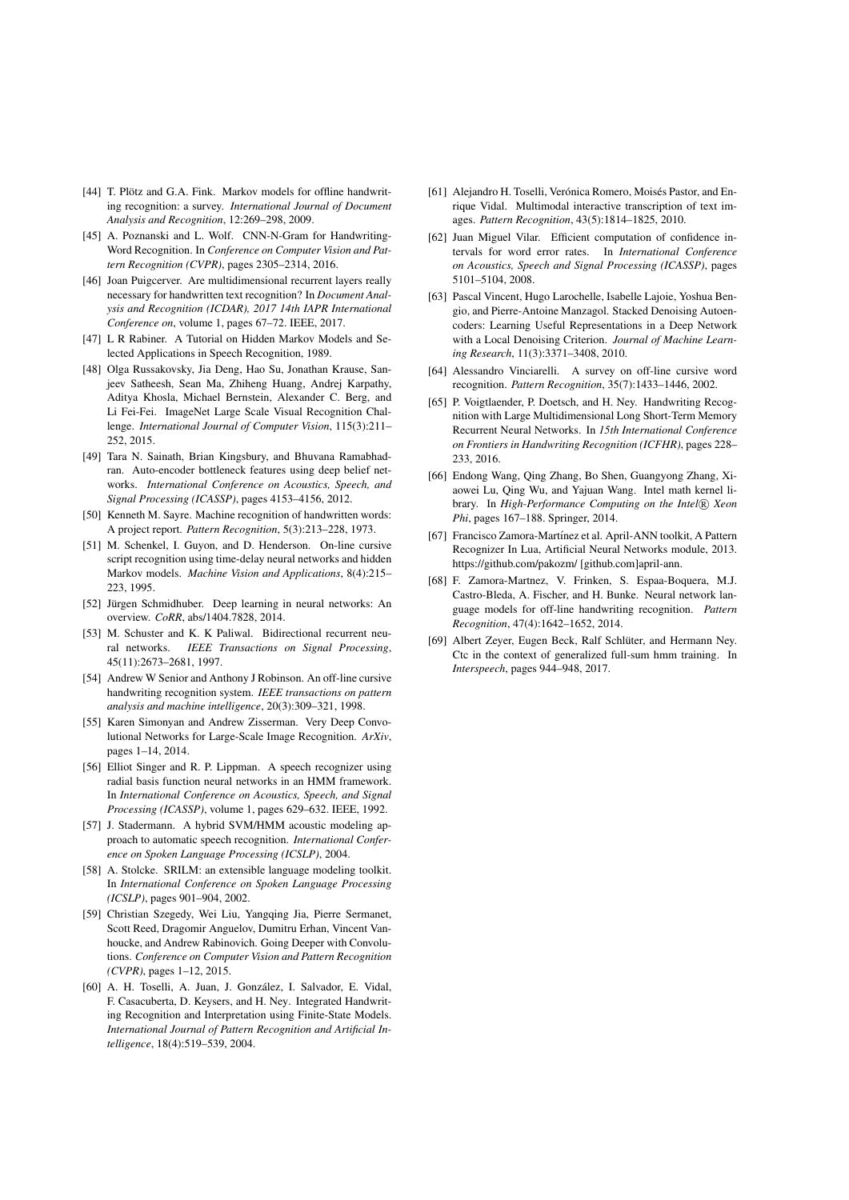[44] T. Plötz and G.A. Fink. Markov models for offline handwriting recognition: a survey. *International Journal of Document Analysis and Recognition*, 12:269–298, 2009.

[45] A. Poznanski and L. Wolf. CNN-N-Gram for Handwriting-Word Recognition. In *Conference on Computer Vision and Pattern Recognition (CVPR)*, pages 2305–2314, 2016.

[46] Joan Puigcerver. Are multidimensional recurrent layers really necessary for handwritten text recognition? In *Document Analysis and Recognition (ICDAR), 2017 14th IAPR International Conference on*, volume 1, pages 67–72. IEEE, 2017.

[47] L R Rabiner. A Tutorial on Hidden Markov Models and Selected Applications in Speech Recognition, 1989.

[48] Olga Russakovsky, Jia Deng, Hao Su, Jonathan Krause, Sanjeev Satheesh, Sean Ma, Zhiheng Huang, Andrej Karpathy, Aditya Khosla, Michael Bernstein, Alexander C. Berg, and Li Fei-Fei. ImageNet Large Scale Visual Recognition Challenge. *International Journal of Computer Vision*, 115(3):211–252, 2015.

[49] Tara N. Sainath, Brian Kingsbury, and Bhuvana Ramabhadran. Auto-encoder bottleneck features using deep belief networks. *International Conference on Acoustics, Speech, and Signal Processing (ICASSP)*, pages 4153–4156, 2012.

[50] Kenneth M. Sayre. Machine recognition of handwritten words: A project report. *Pattern Recognition*, 5(3):213–228, 1973.

[51] M. Schenkel, I. Guyon, and D. Henderson. On-line cursive script recognition using time-delay neural networks and hidden Markov models. *Machine Vision and Applications*, 8(4):215–223, 1995.

[52] Jürgen Schmidhuber. Deep learning in neural networks: An overview. *CoRR*, abs/1404.7828, 2014.

[53] M. Schuster and K. K Paliwal. Bidirectional recurrent neural networks. *IEEE Transactions on Signal Processing*, 45(11):2673–2681, 1997.

[54] Andrew W Senior and Anthony J Robinson. An off-line cursive handwriting recognition system. *IEEE transactions on pattern analysis and machine intelligence*, 20(3):309–321, 1998.

[55] Karen Simonyan and Andrew Zisserman. Very Deep Convolutional Networks for Large-Scale Image Recognition. *ArXiv*, pages 1–14, 2014.

[56] Elliot Singer and R. P. Lippman. A speech recognizer using radial basis function neural networks in an HMM framework. In *International Conference on Acoustics, Speech, and Signal Processing (ICASSP)*, volume 1, pages 629–632. IEEE, 1992.

[57] J. Stadermann. A hybrid SVM/HMM acoustic modeling approach to automatic speech recognition. *International Conference on Spoken Language Processing (ICSLP)*, 2004.

[58] A. Stolcke. SRILM: an extensible language modeling toolkit. In *International Conference on Spoken Language Processing (ICSLP)*, pages 901–904, 2002.

[59] Christian Szegedy, Wei Liu, Yangqing Jia, Pierre Sermanet, Scott Reed, Dragomir Anguelov, Dumitru Erhan, Vincent Vanhoucke, and Andrew Rabinovich. Going Deeper with Convolutions. *Conference on Computer Vision and Pattern Recognition (CVPR)*, pages 1–12, 2015.

[60] A. H. Toselli, A. Juan, J. González, I. Salvador, E. Vidal, F. Casacuberta, D. Keysers, and H. Ney. Integrated Handwriting Recognition and Interpretation using Finite-State Models. *International Journal of Pattern Recognition and Artificial Intelligence*, 18(4):519–539, 2004.

[61] Alejandro H. Toselli, Verónica Romero, Moisés Pastor, and Enrique Vidal. Multimodal interactive transcription of text images. *Pattern Recognition*, 43(5):1814–1825, 2010.

[62] Juan Miguel Vilar. Efficient computation of confidence intervals for word error rates. In *International Conference on Acoustics, Speech and Signal Processing (ICASSP)*, pages 5101–5104, 2008.

[63] Pascal Vincent, Hugo Larochelle, Isabelle Lajoie, Yoshua Bengio, and Pierre-Antoine Manzagol. Stacked Denoising Autoencoders: Learning Useful Representations in a Deep Network with a Local Denoising Criterion. *Journal of Machine Learning Research*, 11(3):3371–3408, 2010.

[64] Alessandro Vinciarelli. A survey on off-line cursive word recognition. *Pattern Recognition*, 35(7):1433–1446, 2002.

[65] P. Voigtlaender, P. Doetsch, and H. Ney. Handwriting Recognition with Large Multidimensional Long Short-Term Memory Recurrent Neural Networks. In *15th International Conference on Frontiers in Handwriting Recognition (ICFHR)*, pages 228–233, 2016.

[66] Endong Wang, Qing Zhang, Bo Shen, Guangyong Zhang, Xiaowei Lu, Qing Wu, and Yajuan Wang. Intel math kernel library. In *High-Performance Computing on the Intel® Xeon Phi*, pages 167–188. Springer, 2014.

[67] Francisco Zamora-Martínez et al. April-ANN toolkit, A Pattern Recognizer In Lua, Artificial Neural Networks module, 2013. https://github.com/pakozm/ [github.com]april-ann.

[68] F. Zamora-Martnez, V. Frinken, S. Espaa-Boquera, M.J. Castro-Bleda, A. Fischer, and H. Bunke. Neural network language models for off-line handwriting recognition. *Pattern Recognition*, 47(4):1642–1652, 2014.

[69] Albert Zeyer, Eugen Beck, Ralf Schlüter, and Hermann Ney. Ctc in the context of generalized full-sum hmm training. In *Interspeech*, pages 944–948, 2017.